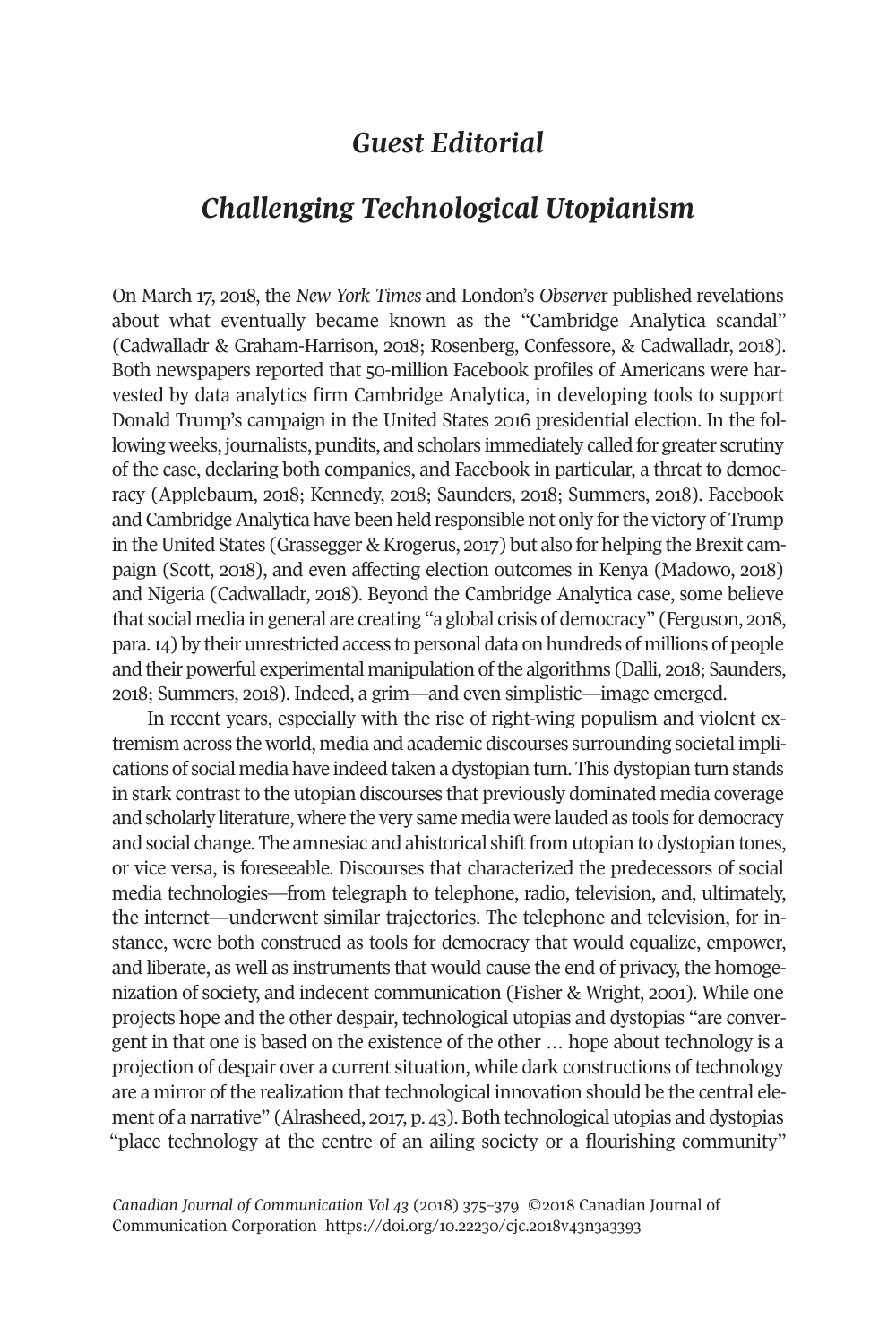# *Guest Editorial*

## *Challenging Technological Utopianism*

On March 17, 2018, the *New York Times* and London's *Observer* published revelations about what eventually became known as the "Cambridge Analytica scandal" (Cadwalladr & Graham-Harrison, 2018; Rosenberg, Confessore, & Cadwalladr, 2018). Both newspapers reported that 50-million Facebook profiles of Americans were harvested by data analytics firm Cambridge Analytica, in developing tools to support Donald Trump's campaign in the United States 2016 presidential election. In the following weeks, journalists, pundits, and scholars immediately called for greater scrutiny of the case, declaring both companies, and Facebook in particular, a threat to democracy (Applebaum, 2018; Kennedy, 2018; Saunders, 2018; Summers, 2018). Facebook and Cambridge Analytica have been held responsible not only for the victory of Trump in the United States (Grassegger & Krogerus, 2017) but also for helping the Brexit campaign (Scott, 2018), and even affecting election outcomes in Kenya (Madowo, 2018) and Nigeria (Cadwalladr, 2018). Beyond the Cambridge Analytica case, some believe that social media in general are creating "a global crisis of democracy" (Ferguson, 2018, para. 14) by their unrestricted access to personal data on hundreds of millions of people and their powerful experimental manipulation of the algorithms (Dalli, 2018; Saunders, 2018; Summers, 2018). Indeed, a grim—and even simplistic—image emerged.

In recent years, especially with the rise of right-wing populism and violent extremism across the world, media and academic discourses surrounding societal implications of social media have indeed taken a dystopian turn. This dystopian turn stands in stark contrast to the utopian discourses that previously dominated media coverage and scholarly literature, where the very same media were lauded as tools for democracy and social change. The amnesiac and ahistorical shift from utopian to dystopian tones, or vice versa, is foreseeable. Discourses that characterized the predecessors of social media technologies—from telegraph to telephone, radio, television, and, ultimately, the internet—underwent similar trajectories. The telephone and television, for instance, were both construed as tools for democracy that would equalize, empower, and liberate, as well as instruments that would cause the end of privacy, the homogenization of society, and indecent communication (Fisher & Wright, 2001). While one projects hope and the other despair, technological utopias and dystopias "are convergent in that one is based on the existence of the other … hope about technology is a projection of despair over a current situation, while dark constructions of technology are a mirror of the realization that technological innovation should be the central element of a narrative" (Alrasheed, 2017, p. 43). Both technological utopias and dystopias "place technology at the centre of an ailing society or a flourishing community"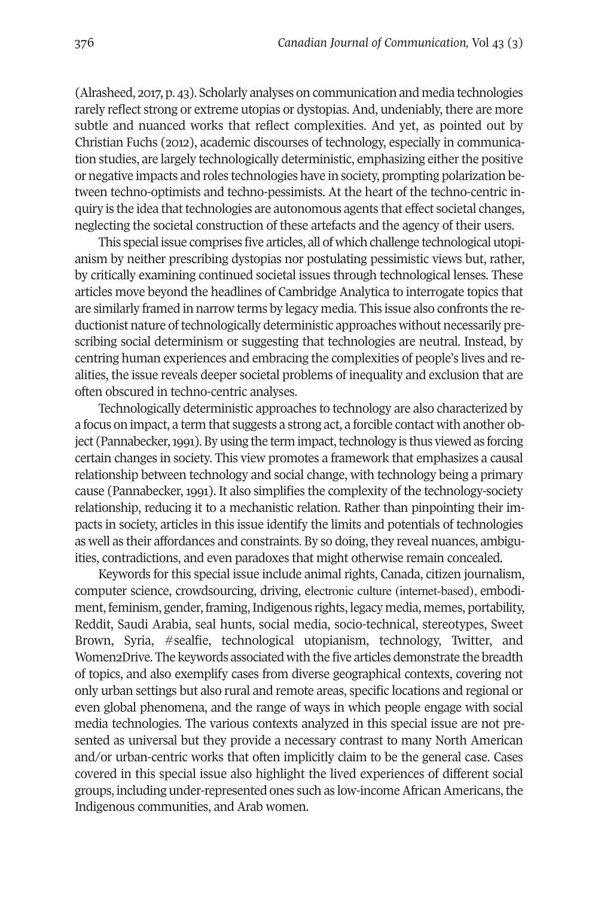(Alrasheed, 2017, p. 43). Scholarly analyses on communication and media technologies rarely reflect strong or extreme utopias or dystopias. And, undeniably, there are more subtle and nuanced works that reflect complexities. And yet, as pointed out by Christian Fuchs (2012), academic discourses of technology, especially in communication studies, are largely technologically deterministic, emphasizing either the positive or negative impacts and roles technologies have in society, prompting polarization between techno-optimists and techno-pessimists. At the heart of the techno-centric inquiry is the idea that technologies are autonomous agents that effect societal changes, neglecting the societal construction of these artefacts and the agency of their users.

This special issue comprises five articles, all of which challenge technological utopianism by neither prescribing dystopias nor postulating pessimistic views but, rather, by critically examining continued societal issues through technological lenses. These articles move beyond the headlines of Cambridge Analytica to interrogate topics that are similarly framed in narrow terms by legacy media. This issue also confronts the reductionist nature of technologically deterministic approaches without necessarily prescribing social determinism or suggesting that technologies are neutral. Instead, by centring human experiences and embracing the complexities of people's lives and realities, the issue reveals deeper societal problems of inequality and exclusion that are often obscured in techno-centric analyses.

Technologically deterministic approaches to technology are also characterized by a focus on impact, a term that suggests a strong act, a forcible contact with another object (Pannabecker, 1991). By using the term impact, technology is thus viewed as forcing certain changes in society. This view promotes a framework that emphasizes a causal relationship between technology and social change, with technology being a primary cause (Pannabecker, 1991). It also simplifies the complexity of the technology-society relationship, reducing it to a mechanistic relation. Rather than pinpointing their impacts in society, articles in this issue identify the limits and potentials of technologies as well as their affordances and constraints. By so doing, they reveal nuances, ambiguities, contradictions, and even paradoxes that might otherwise remain concealed.

Keywords for this special issue include animal rights, Canada, citizen journalism, computer science, crowdsourcing, driving, electronic culture (internet-based), embodiment, feminism, gender, framing, Indigenous rights, legacy media, memes, portability, Reddit, Saudi Arabia, seal hunts, social media, socio-technical, stereotypes, Sweet Brown, Syria, #sealfie, technological utopianism, technology, Twitter, and Women2Drive. The keywords associated with the five articles demonstrate the breadth of topics, and also exemplify cases from diverse geographical contexts, covering not only urban settings but also rural and remote areas, specific locations and regional or even global phenomena, and the range of ways in which people engage with social media technologies. The various contexts analyzed in this special issue are not presented as universal but they provide a necessary contrast to many North American and/or urban-centric works that often implicitly claim to be the general case. Cases covered in this special issue also highlight the lived experiences of different social groups, including under-represented ones such as low-income African Americans, the Indigenous communities, and Arab women.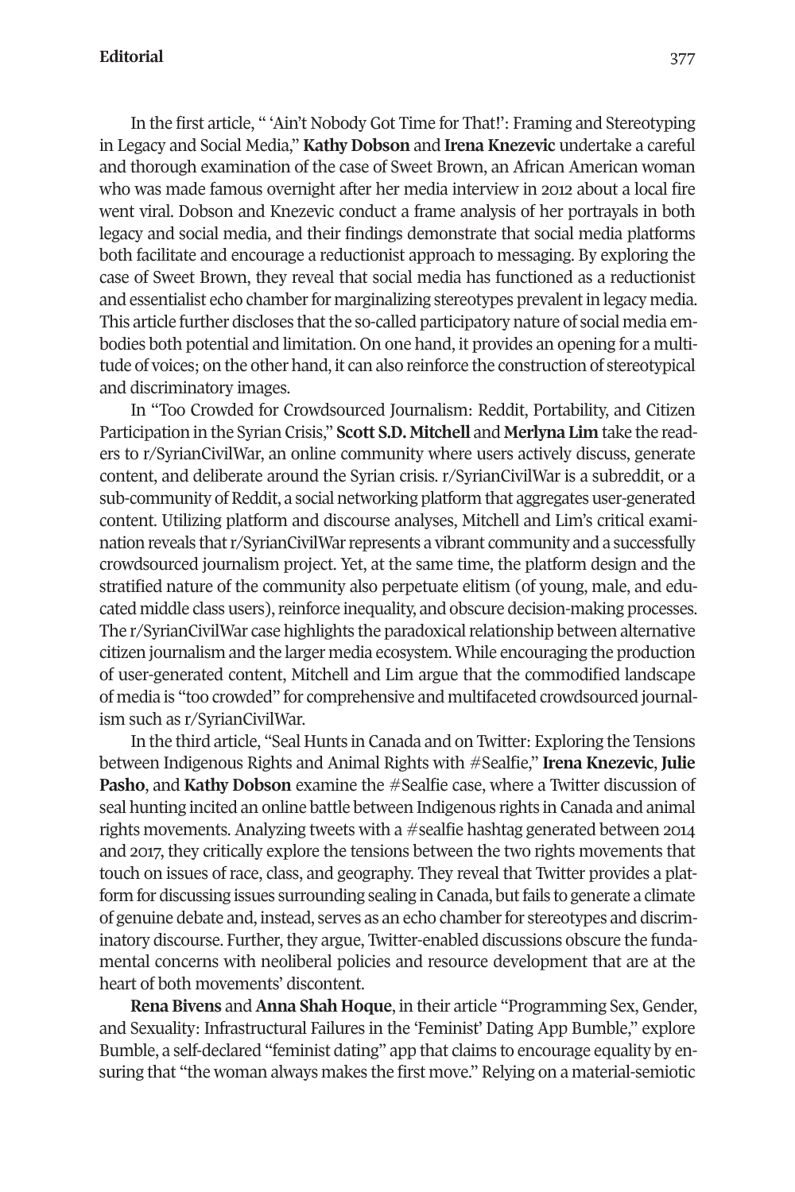In the first article, " 'Ain't Nobody Got Time for That!': Framing and Stereotyping in Legacy and Social Media," **Kathy Dobson** and **Irena Knezevic** undertake a careful and thorough examination of the case of Sweet Brown, an African American woman who was made famous overnight after her media interview in 2012 about a local fire went viral. Dobson and Knezevic conduct a frame analysis of her portrayals in both legacy and social media, and their findings demonstrate that social media platforms both facilitate and encourage a reductionist approach to messaging. By exploring the case of Sweet Brown, they reveal that social media has functioned as a reductionist and essentialist echo chamber for marginalizing stereotypes prevalent in legacy media. This article further discloses that the so-called participatory nature of social media embodies both potential and limitation. On one hand, it provides an opening for a multitude of voices; on the other hand, it can also reinforce the construction of stereotypical and discriminatory images.

In "Too Crowded for Crowdsourced Journalism: Reddit, Portability, and Citizen Participation in the Syrian Crisis," **Scott S.D. Mitchell** and **Merlyna Lim** take the readers to r/SyrianCivilWar, an online community where users actively discuss, generate content, and deliberate around the Syrian crisis. r/SyrianCivilWar is a subreddit, or a sub-community of Reddit, a social networking platform that aggregates user-generated content. Utilizing platform and discourse analyses, Mitchell and Lim's critical examination reveals that r/SyrianCivilWar represents a vibrant community and a successfully crowdsourced journalism project. Yet, at the same time, the platform design and the stratified nature of the community also perpetuate elitism (of young, male, and educated middle class users), reinforce inequality, and obscure decision-making processes. The r/SyrianCivilWar case highlights the paradoxical relationship between alternative citizen journalism and the larger media ecosystem. While encouraging the production of user-generated content, Mitchell and Lim argue that the commodified landscape of media is "too crowded" for comprehensive and multifaceted crowdsourced journalism such as r/SyrianCivilWar.

In the third article, "Seal Hunts in Canada and on Twitter: Exploring the Tensions between Indigenous Rights and Animal Rights with #Sealfie," **Irena Knezevic**, **Julie Pasho**, and **Kathy Dobson** examine the #Sealfie case, where a Twitter discussion of seal hunting incited an online battle between Indigenous rights in Canada and animal rights movements. Analyzing tweets with a #sealfie hashtag generated between 2014 and 2017, they critically explore the tensions between the two rights movements that touch on issues of race, class, and geography. They reveal that Twitter provides a platform for discussing issues surrounding sealing in Canada, but fails to generate a climate of genuine debate and, instead, serves as an echo chamber for stereotypes and discriminatory discourse. Further, they argue, Twitter-enabled discussions obscure the fundamental concerns with neoliberal policies and resource development that are at the heart of both movements' discontent.

**Rena Bivens** and **Anna Shah Hoque**, in their article "Programming Sex, Gender, and Sexuality: Infrastructural Failures in the 'Feminist' Dating App Bumble," explore Bumble, a self-declared "feminist dating" app that claims to encourage equality by ensuring that "the woman always makes the first move." Relying on a material-semiotic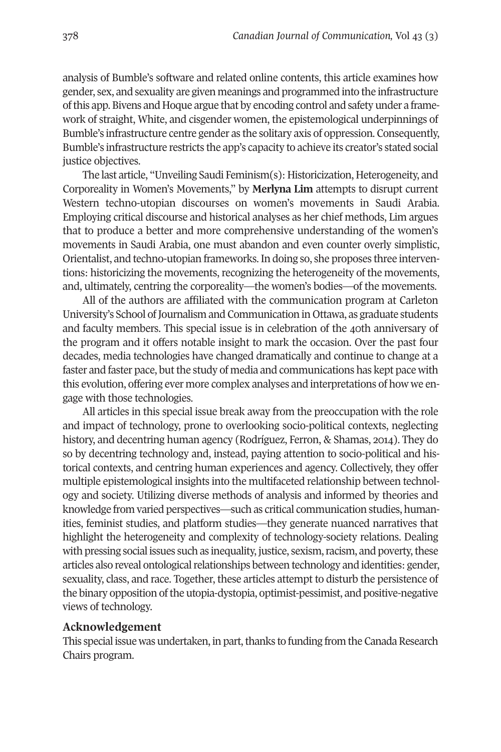analysis of Bumble's software and related online contents, this article examines how gender, sex, and sexuality are given meanings and programmed into the infrastructure of this app. Bivens and Hoque argue that by encoding control and safety under a framework of straight, White, and cisgender women, the epistemological underpinnings of Bumble's infrastructure centre gender as the solitary axis of oppression. Consequently, Bumble's infrastructure restricts the app's capacity to achieve its creator's stated social justice objectives.

The last article, "Unveiling Saudi Feminism(s): Historicization, Heterogeneity, and Corporeality in Women's Movements," by **Merlyna Lim** attempts to disrupt current Western techno-utopian discourses on women's movements in Saudi Arabia. Employing critical discourse and historical analyses as her chief methods, Lim argues that to produce a better and more comprehensive understanding of the women's movements in Saudi Arabia, one must abandon and even counter overly simplistic, Orientalist, and techno-utopian frameworks. In doing so, she proposes three interventions: historicizing the movements, recognizing the heterogeneity of the movements, and, ultimately, centring the corporeality—the women's bodies—of the movements.

All of the authors are affiliated with the communication program at Carleton University's School of Journalism and Communication in Ottawa, as graduate students and faculty members. This special issue is in celebration of the 40th anniversary of the program and it offers notable insight to mark the occasion. Over the past four decades, media technologies have changed dramatically and continue to change at a faster and faster pace, but the study of media and communications has kept pace with this evolution, offering ever more complex analyses and interpretations of how we engage with those technologies.

All articles in this special issue break away from the preoccupation with the role and impact of technology, prone to overlooking socio-political contexts, neglecting history, and decentring human agency (Rodríguez, Ferron, & Shamas, 2014). They do so by decentring technology and, instead, paying attention to socio-political and historical contexts, and centring human experiences and agency. Collectively, they offer multiple epistemological insights into the multifaceted relationship between technology and society. Utilizing diverse methods of analysis and informed by theories and knowledge from varied perspectives—such as critical communication studies, humanities, feminist studies, and platform studies—they generate nuanced narratives that highlight the heterogeneity and complexity of technology-society relations. Dealing with pressing social issues such as inequality, justice, sexism, racism, and poverty, these articles also reveal ontological relationships between technology and identities: gender, sexuality, class, and race. Together, these articles attempt to disturb the persistence of the binary opposition of the utopia-dystopia, optimist-pessimist, and positive-negative views of technology.

## Acknowledgement

This special issue was undertaken, in part, thanks to funding from the Canada Research Chairs program.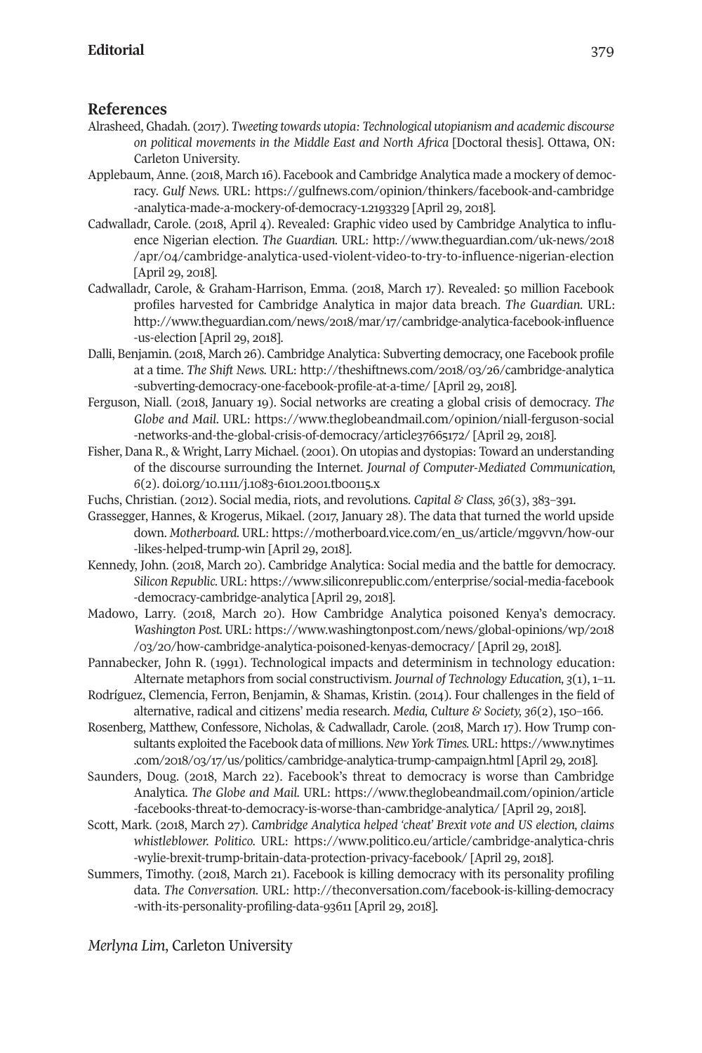## References

Alrasheed, Ghadah. (2017). *Tweeting towards utopia: Technological utopianism and academic discourse on political movements in the Middle East and North Africa* [Doctoral thesis]. Ottawa, ON: Carleton University.

Applebaum, Anne. (2018, March 16). Facebook and Cambridge Analytica made a mockery of democracy. *Gulf News.* URL: https://gulfnews.com/opinion/thinkers/facebook-and-cambridge-analytica-made-a-mockery-of-democracy-1.2193329 [April 29, 2018].

Cadwalladr, Carole. (2018, April 4). Revealed: Graphic video used by Cambridge Analytica to influence Nigerian election. *The Guardian.* URL: http://www.theguardian.com/uk-news/2018/apr/04/cambridge-analytica-used-violent-video-to-try-to-influence-nigerian-election [April 29, 2018].

Cadwalladr, Carole, & Graham-Harrison, Emma. (2018, March 17). Revealed: 50 million Facebook profiles harvested for Cambridge Analytica in major data breach. *The Guardian.* URL: http://www.theguardian.com/news/2018/mar/17/cambridge-analytica-facebook-influence-us-election [April 29, 2018].

Dalli, Benjamin. (2018, March 26). Cambridge Analytica: Subverting democracy, one Facebook profile at a time. *The Shift News.* URL: http://theshiftnews.com/2018/03/26/cambridge-analytica-subverting-democracy-one-facebook-profile-at-a-time/ [April 29, 2018].

Ferguson, Niall. (2018, January 19). Social networks are creating a global crisis of democracy. *The Globe and Mail.* URL: https://www.theglobeandmail.com/opinion/niall-ferguson-social-networks-and-the-global-crisis-of-democracy/article37665172/ [April 29, 2018].

Fisher, Dana R., & Wright, Larry Michael. (2001). On utopias and dystopias: Toward an understanding of the discourse surrounding the Internet. *Journal of Computer-Mediated Communication, 6*(2). doi.org/10.1111/j.1083-6101.2001.tb00115.x

Fuchs, Christian. (2012). Social media, riots, and revolutions. *Capital & Class, 36*(3), 383–391.

Grassegger, Hannes, & Krogerus, Mikael. (2017, January 28). The data that turned the world upside down. *Motherboard.* URL: https://motherboard.vice.com/en_us/article/mg9vvn/how-our-likes-helped-trump-win [April 29, 2018].

Kennedy, John. (2018, March 20). Cambridge Analytica: Social media and the battle for democracy. *Silicon Republic.* URL: https://www.siliconrepublic.com/enterprise/social-media-facebook-democracy-cambridge-analytica [April 29, 2018].

Madowo, Larry. (2018, March 20). How Cambridge Analytica poisoned Kenya's democracy. *Washington Post.* URL: https://www.washingtonpost.com/news/global-opinions/wp/2018/03/20/how-cambridge-analytica-poisoned-kenyas-democracy/ [April 29, 2018].

Pannabecker, John R. (1991). Technological impacts and determinism in technology education: Alternate metaphors from social constructivism. *Journal of Technology Education, 3*(1), 1–11.

Rodríguez, Clemencia, Ferron, Benjamin, & Shamas, Kristin. (2014). Four challenges in the field of alternative, radical and citizens' media research. *Media, Culture & Society, 36*(2), 150–166.

Rosenberg, Matthew, Confessore, Nicholas, & Cadwalladr, Carole. (2018, March 17). How Trump consultants exploited the Facebook data of millions. *New York Times.* URL: https://www.nytimes.com/2018/03/17/us/politics/cambridge-analytica-trump-campaign.html [April 29, 2018].

Saunders, Doug. (2018, March 22). Facebook's threat to democracy is worse than Cambridge Analytica. *The Globe and Mail.* URL: https://www.theglobeandmail.com/opinion/article-facebooks-threat-to-democracy-is-worse-than-cambridge-analytica/ [April 29, 2018].

Scott, Mark. (2018, March 27). *Cambridge Analytica helped 'cheat' Brexit vote and US election, claims whistleblower. Politico.* URL: https://www.politico.eu/article/cambridge-analytica-chris-wylie-brexit-trump-britain-data-protection-privacy-facebook/ [April 29, 2018].

Summers, Timothy. (2018, March 21). Facebook is killing democracy with its personality profiling data. *The Conversation.* URL: http://theconversation.com/facebook-is-killing-democracy-with-its-personality-profiling-data-93611 [April 29, 2018].

*Merlyna Lim*, Carleton University